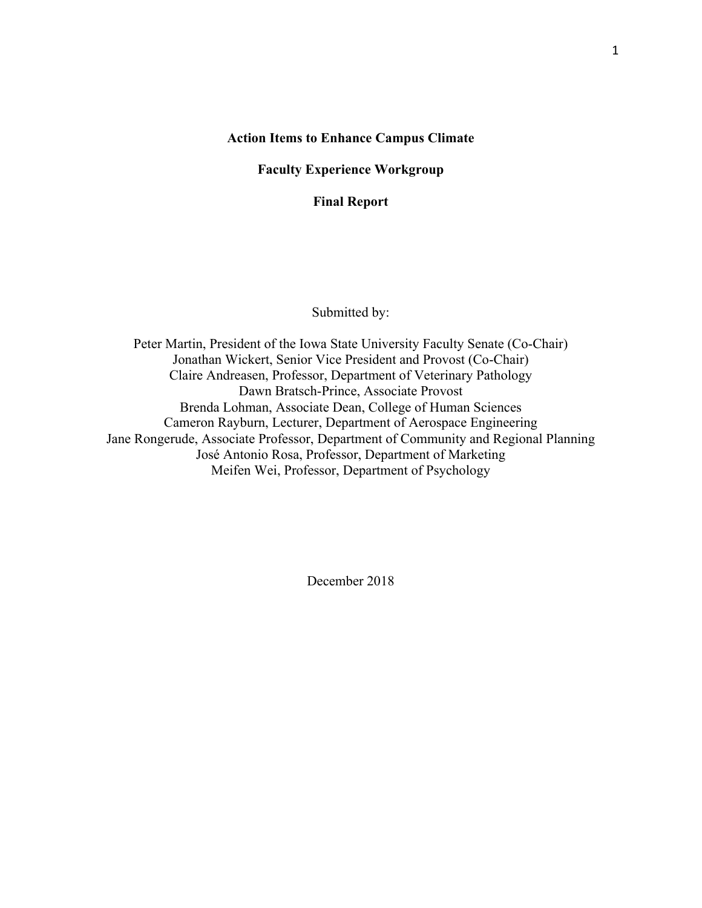# Action Items to Enhance Campus Climate

## Faculty Experience Workgroup

## Final Report

Submitted by:

Peter Martin, President of the Iowa State University Faculty Senate (Co-Chair)
Jonathan Wickert, Senior Vice President and Provost (Co-Chair)
Claire Andreasen, Professor, Department of Veterinary Pathology
Dawn Bratsch-Prince, Associate Provost
Brenda Lohman, Associate Dean, College of Human Sciences
Cameron Rayburn, Lecturer, Department of Aerospace Engineering
Jane Rongerude, Associate Professor, Department of Community and Regional Planning
José Antonio Rosa, Professor, Department of Marketing
Meifen Wei, Professor, Department of Psychology

December 2018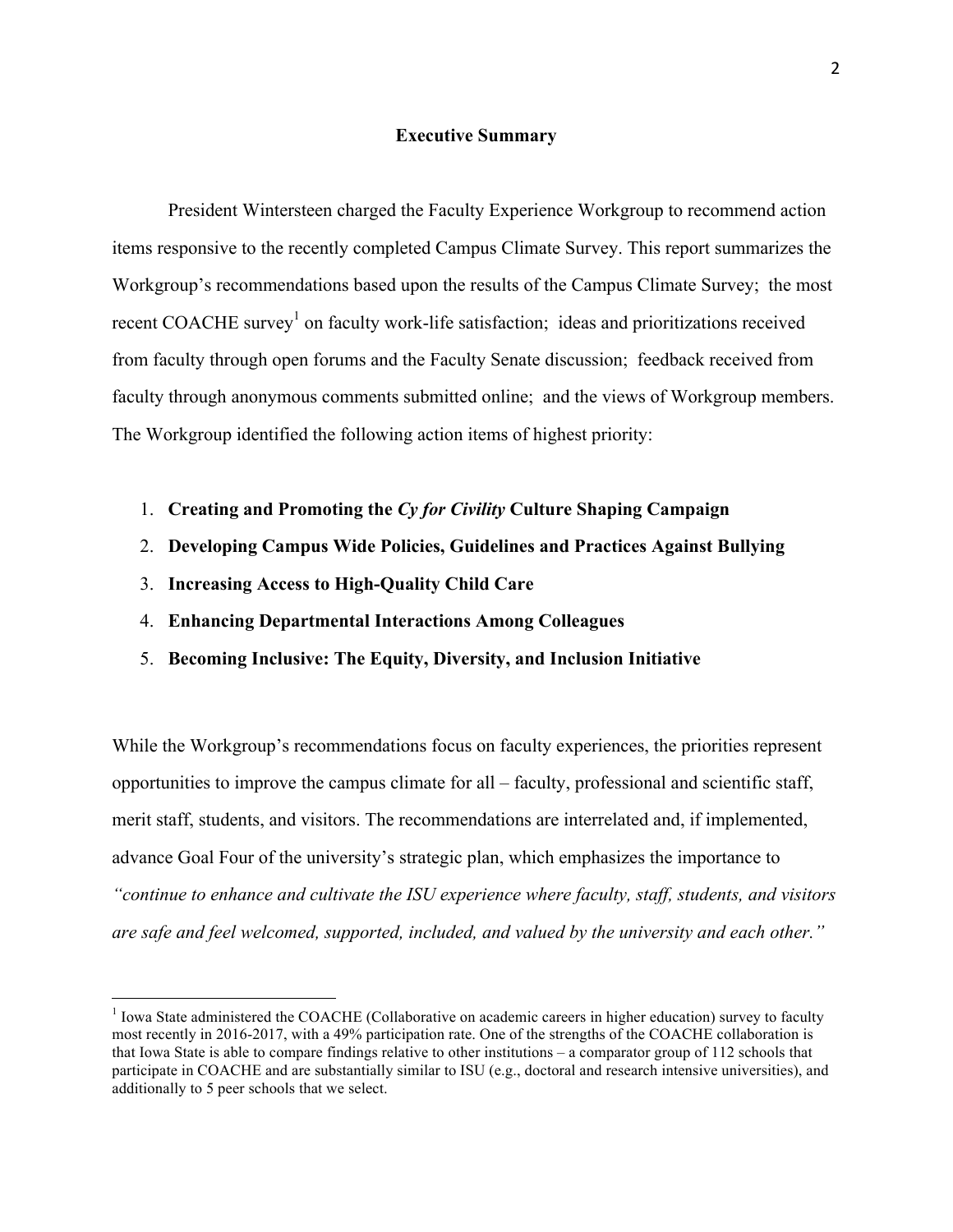## Executive Summary

President Wintersteen charged the Faculty Experience Workgroup to recommend action items responsive to the recently completed Campus Climate Survey. This report summarizes the Workgroup's recommendations based upon the results of the Campus Climate Survey; the most recent COACHE survey[1] on faculty work-life satisfaction; ideas and prioritizations received from faculty through open forums and the Faculty Senate discussion; feedback received from faculty through anonymous comments submitted online; and the views of Workgroup members. The Workgroup identified the following action items of highest priority:

1. **Creating and Promoting the *Cy for Civility* Culture Shaping Campaign**
2. **Developing Campus Wide Policies, Guidelines and Practices Against Bullying**
3. **Increasing Access to High-Quality Child Care**
4. **Enhancing Departmental Interactions Among Colleagues**
5. **Becoming Inclusive: The Equity, Diversity, and Inclusion Initiative**

While the Workgroup's recommendations focus on faculty experiences, the priorities represent opportunities to improve the campus climate for all – faculty, professional and scientific staff, merit staff, students, and visitors. The recommendations are interrelated and, if implemented, advance Goal Four of the university's strategic plan, which emphasizes the importance to *"continue to enhance and cultivate the ISU experience where faculty, staff, students, and visitors are safe and feel welcomed, supported, included, and valued by the university and each other."*

[1] Iowa State administered the COACHE (Collaborative on academic careers in higher education) survey to faculty most recently in 2016-2017, with a 49% participation rate. One of the strengths of the COACHE collaboration is that Iowa State is able to compare findings relative to other institutions – a comparator group of 112 schools that participate in COACHE and are substantially similar to ISU (e.g., doctoral and research intensive universities), and additionally to 5 peer schools that we select.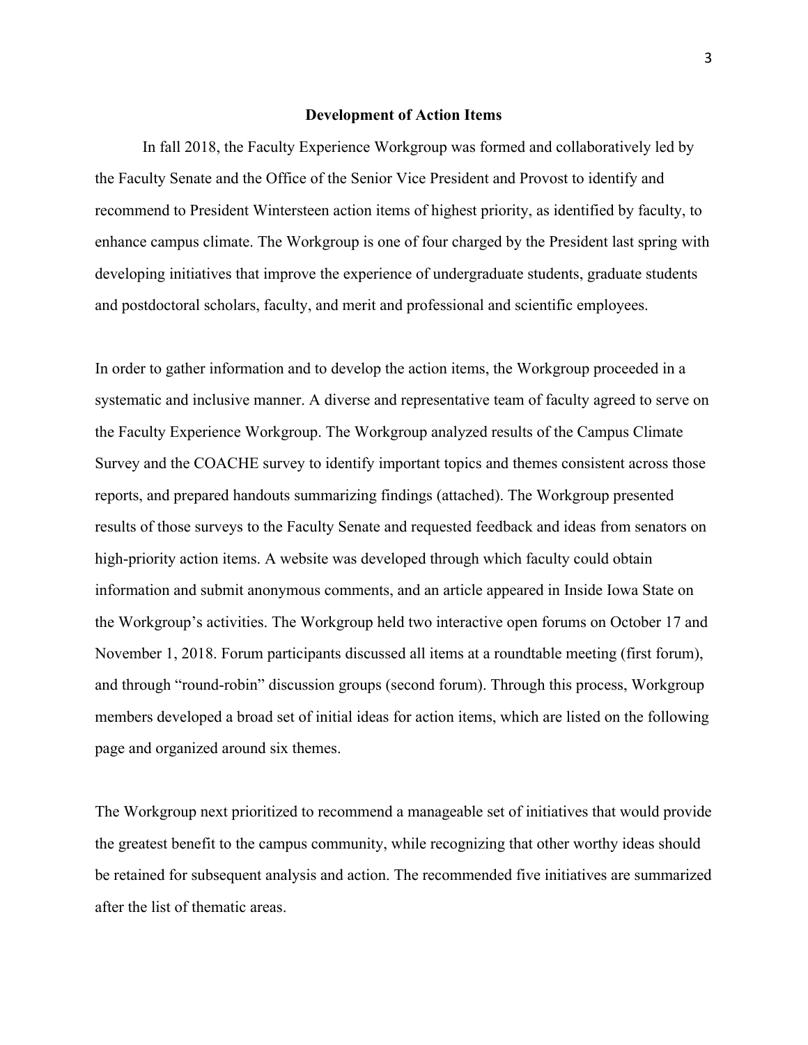## Development of Action Items

In fall 2018, the Faculty Experience Workgroup was formed and collaboratively led by the Faculty Senate and the Office of the Senior Vice President and Provost to identify and recommend to President Wintersteen action items of highest priority, as identified by faculty, to enhance campus climate. The Workgroup is one of four charged by the President last spring with developing initiatives that improve the experience of undergraduate students, graduate students and postdoctoral scholars, faculty, and merit and professional and scientific employees.

In order to gather information and to develop the action items, the Workgroup proceeded in a systematic and inclusive manner. A diverse and representative team of faculty agreed to serve on the Faculty Experience Workgroup. The Workgroup analyzed results of the Campus Climate Survey and the COACHE survey to identify important topics and themes consistent across those reports, and prepared handouts summarizing findings (attached). The Workgroup presented results of those surveys to the Faculty Senate and requested feedback and ideas from senators on high-priority action items. A website was developed through which faculty could obtain information and submit anonymous comments, and an article appeared in Inside Iowa State on the Workgroup's activities. The Workgroup held two interactive open forums on October 17 and November 1, 2018. Forum participants discussed all items at a roundtable meeting (first forum), and through "round-robin" discussion groups (second forum). Through this process, Workgroup members developed a broad set of initial ideas for action items, which are listed on the following page and organized around six themes.

The Workgroup next prioritized to recommend a manageable set of initiatives that would provide the greatest benefit to the campus community, while recognizing that other worthy ideas should be retained for subsequent analysis and action. The recommended five initiatives are summarized after the list of thematic areas.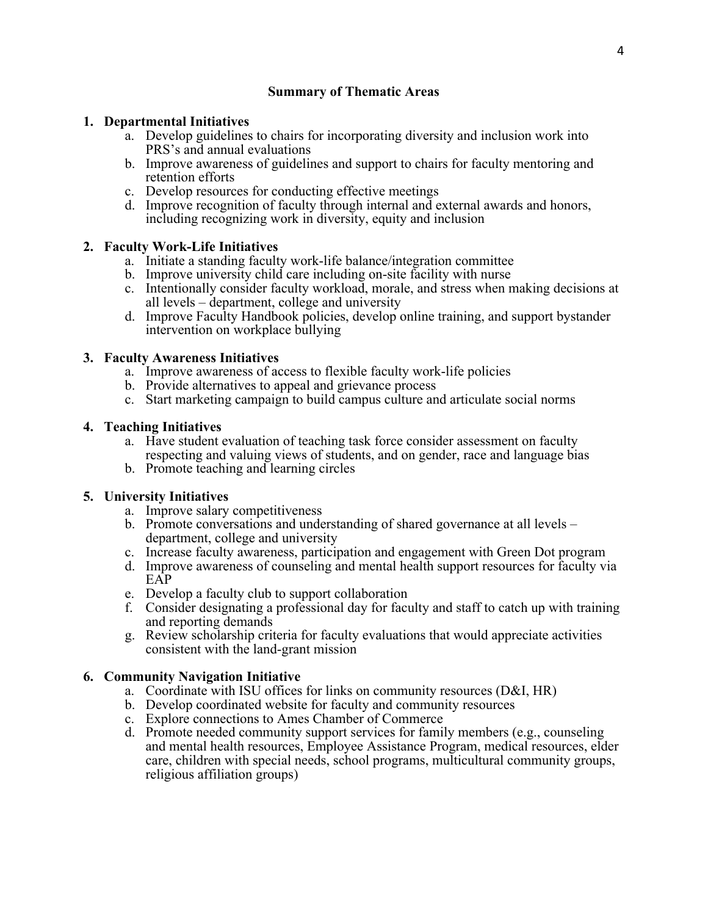## Summary of Thematic Areas

1. **Departmental Initiatives**
   a. Develop guidelines to chairs for incorporating diversity and inclusion work into PRS's and annual evaluations
   b. Improve awareness of guidelines and support to chairs for faculty mentoring and retention efforts
   c. Develop resources for conducting effective meetings
   d. Improve recognition of faculty through internal and external awards and honors, including recognizing work in diversity, equity and inclusion

2. **Faculty Work-Life Initiatives**
   a. Initiate a standing faculty work-life balance/integration committee
   b. Improve university child care including on-site facility with nurse
   c. Intentionally consider faculty workload, morale, and stress when making decisions at all levels – department, college and university
   d. Improve Faculty Handbook policies, develop online training, and support bystander intervention on workplace bullying

3. **Faculty Awareness Initiatives**
   a. Improve awareness of access to flexible faculty work-life policies
   b. Provide alternatives to appeal and grievance process
   c. Start marketing campaign to build campus culture and articulate social norms

4. **Teaching Initiatives**
   a. Have student evaluation of teaching task force consider assessment on faculty respecting and valuing views of students, and on gender, race and language bias
   b. Promote teaching and learning circles

5. **University Initiatives**
   a. Improve salary competitiveness
   b. Promote conversations and understanding of shared governance at all levels – department, college and university
   c. Increase faculty awareness, participation and engagement with Green Dot program
   d. Improve awareness of counseling and mental health support resources for faculty via EAP
   e. Develop a faculty club to support collaboration
   f. Consider designating a professional day for faculty and staff to catch up with training and reporting demands
   g. Review scholarship criteria for faculty evaluations that would appreciate activities consistent with the land-grant mission

6. **Community Navigation Initiative**
   a. Coordinate with ISU offices for links on community resources (D&I, HR)
   b. Develop coordinated website for faculty and community resources
   c. Explore connections to Ames Chamber of Commerce
   d. Promote needed community support services for family members (e.g., counseling and mental health resources, Employee Assistance Program, medical resources, elder care, children with special needs, school programs, multicultural community groups, religious affiliation groups)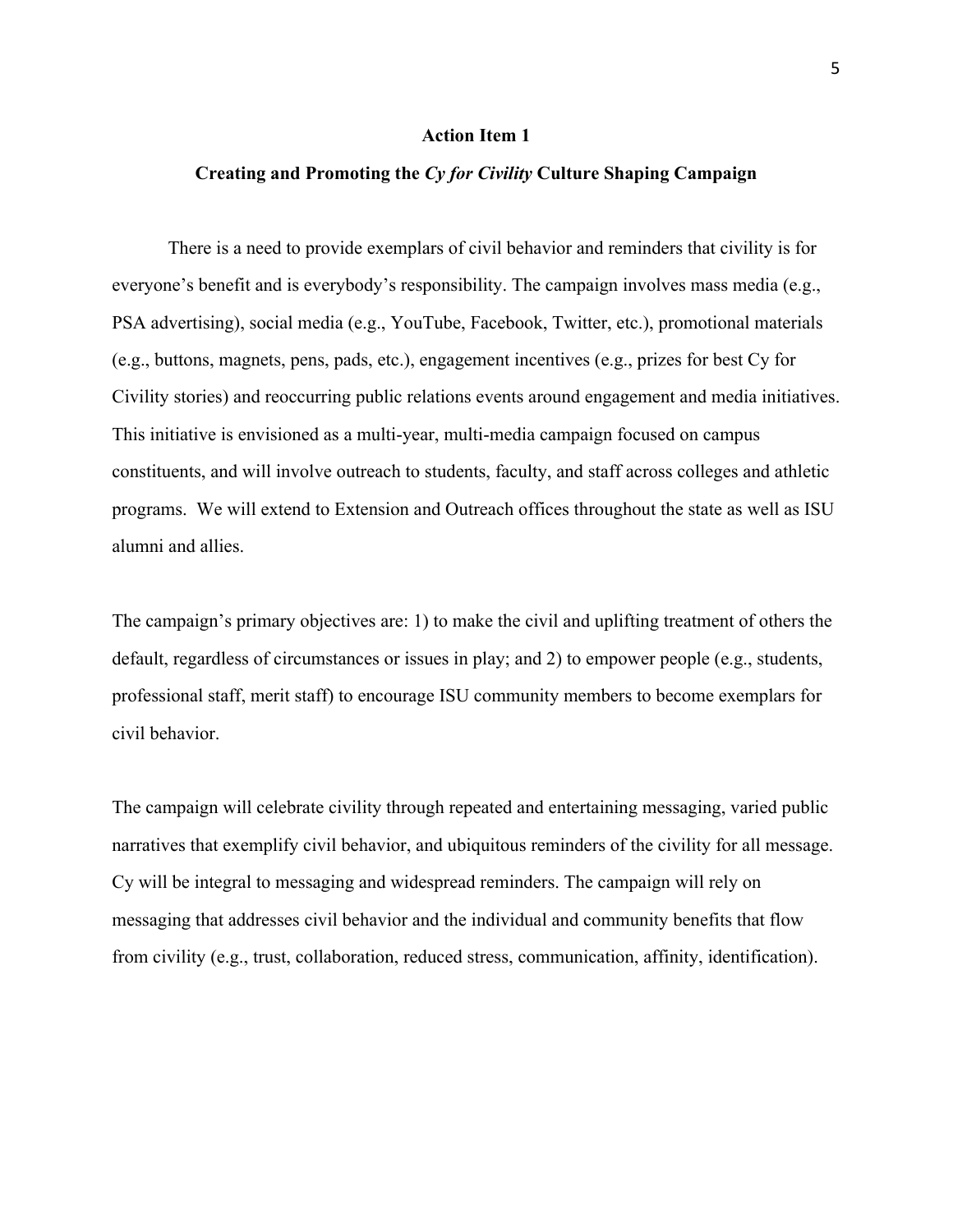## Action Item 1

### Creating and Promoting the *Cy for Civility* Culture Shaping Campaign

There is a need to provide exemplars of civil behavior and reminders that civility is for everyone's benefit and is everybody's responsibility. The campaign involves mass media (e.g., PSA advertising), social media (e.g., YouTube, Facebook, Twitter, etc.), promotional materials (e.g., buttons, magnets, pens, pads, etc.), engagement incentives (e.g., prizes for best Cy for Civility stories) and reoccurring public relations events around engagement and media initiatives. This initiative is envisioned as a multi-year, multi-media campaign focused on campus constituents, and will involve outreach to students, faculty, and staff across colleges and athletic programs. We will extend to Extension and Outreach offices throughout the state as well as ISU alumni and allies.

The campaign's primary objectives are: 1) to make the civil and uplifting treatment of others the default, regardless of circumstances or issues in play; and 2) to empower people (e.g., students, professional staff, merit staff) to encourage ISU community members to become exemplars for civil behavior.

The campaign will celebrate civility through repeated and entertaining messaging, varied public narratives that exemplify civil behavior, and ubiquitous reminders of the civility for all message. Cy will be integral to messaging and widespread reminders. The campaign will rely on messaging that addresses civil behavior and the individual and community benefits that flow from civility (e.g., trust, collaboration, reduced stress, communication, affinity, identification).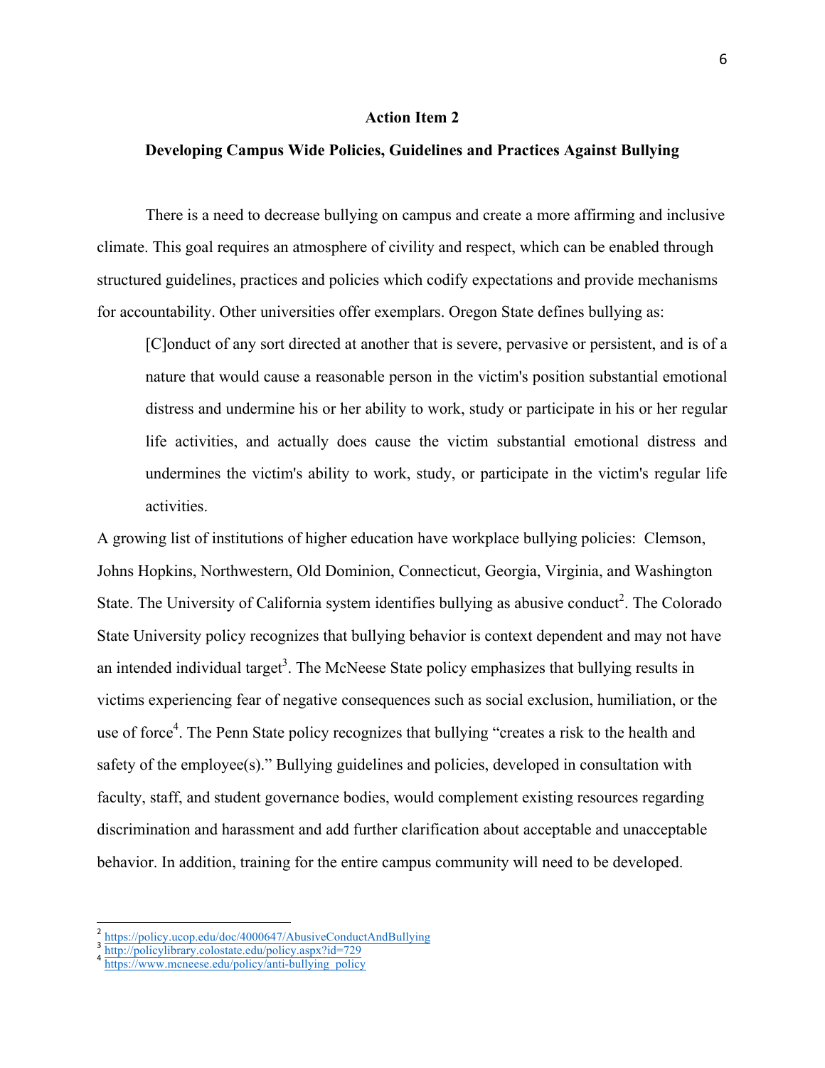### Action Item 2

### Developing Campus Wide Policies, Guidelines and Practices Against Bullying

There is a need to decrease bullying on campus and create a more affirming and inclusive climate. This goal requires an atmosphere of civility and respect, which can be enabled through structured guidelines, practices and policies which codify expectations and provide mechanisms for accountability. Other universities offer exemplars. Oregon State defines bullying as:

> [C]onduct of any sort directed at another that is severe, pervasive or persistent, and is of a nature that would cause a reasonable person in the victim's position substantial emotional distress and undermine his or her ability to work, study or participate in his or her regular life activities, and actually does cause the victim substantial emotional distress and undermines the victim's ability to work, study, or participate in the victim's regular life activities.

A growing list of institutions of higher education have workplace bullying policies: Clemson, Johns Hopkins, Northwestern, Old Dominion, Connecticut, Georgia, Virginia, and Washington State. The University of California system identifies bullying as abusive conduct[2]. The Colorado State University policy recognizes that bullying behavior is context dependent and may not have an intended individual target[3]. The McNeese State policy emphasizes that bullying results in victims experiencing fear of negative consequences such as social exclusion, humiliation, or the use of force[4]. The Penn State policy recognizes that bullying "creates a risk to the health and safety of the employee(s)." Bullying guidelines and policies, developed in consultation with faculty, staff, and student governance bodies, would complement existing resources regarding discrimination and harassment and add further clarification about acceptable and unacceptable behavior. In addition, training for the entire campus community will need to be developed.

---

[2] https://policy.ucop.edu/doc/4000647/AbusiveConductAndBullying

[3] http://policylibrary.colostate.edu/policy.aspx?id=729

[4] https://www.mcneese.edu/policy/anti-bullying_policy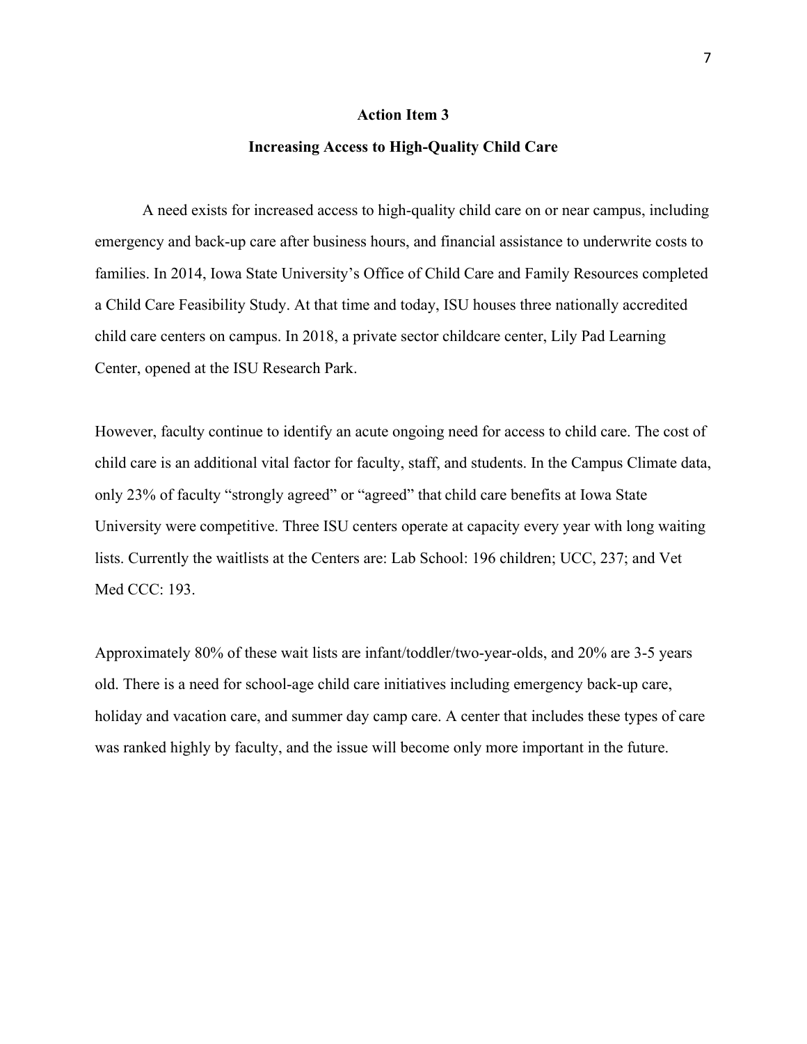## Action Item 3

## Increasing Access to High-Quality Child Care

A need exists for increased access to high-quality child care on or near campus, including emergency and back-up care after business hours, and financial assistance to underwrite costs to families. In 2014, Iowa State University's Office of Child Care and Family Resources completed a Child Care Feasibility Study. At that time and today, ISU houses three nationally accredited child care centers on campus. In 2018, a private sector childcare center, Lily Pad Learning Center, opened at the ISU Research Park.

However, faculty continue to identify an acute ongoing need for access to child care. The cost of child care is an additional vital factor for faculty, staff, and students. In the Campus Climate data, only 23% of faculty "strongly agreed" or "agreed" that child care benefits at Iowa State University were competitive. Three ISU centers operate at capacity every year with long waiting lists. Currently the waitlists at the Centers are: Lab School: 196 children; UCC, 237; and Vet Med CCC: 193.

Approximately 80% of these wait lists are infant/toddler/two-year-olds, and 20% are 3-5 years old. There is a need for school-age child care initiatives including emergency back-up care, holiday and vacation care, and summer day camp care. A center that includes these types of care was ranked highly by faculty, and the issue will become only more important in the future.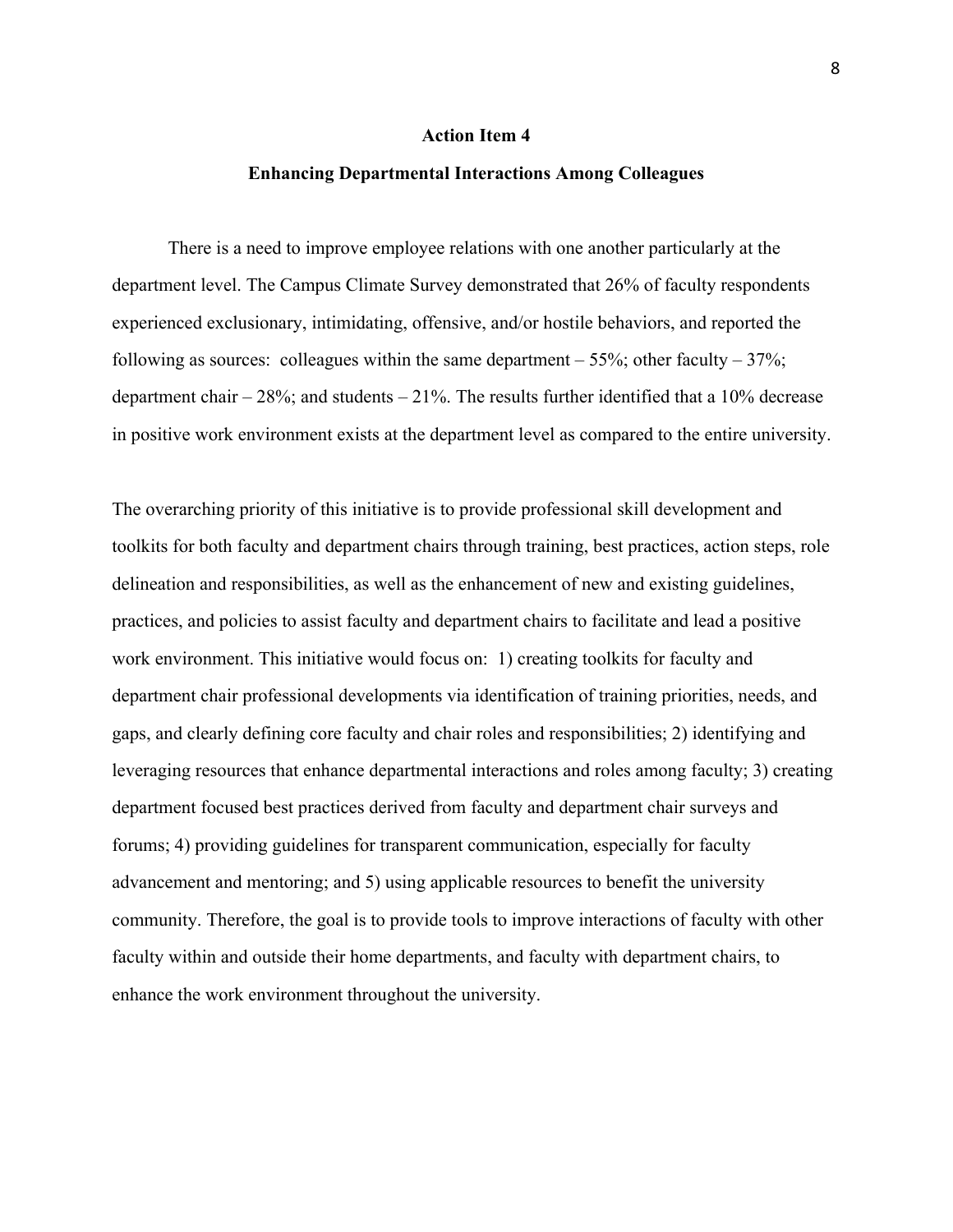## Action Item 4

### Enhancing Departmental Interactions Among Colleagues

There is a need to improve employee relations with one another particularly at the department level. The Campus Climate Survey demonstrated that 26% of faculty respondents experienced exclusionary, intimidating, offensive, and/or hostile behaviors, and reported the following as sources: colleagues within the same department – 55%; other faculty – 37%; department chair – 28%; and students – 21%. The results further identified that a 10% decrease in positive work environment exists at the department level as compared to the entire university.

The overarching priority of this initiative is to provide professional skill development and toolkits for both faculty and department chairs through training, best practices, action steps, role delineation and responsibilities, as well as the enhancement of new and existing guidelines, practices, and policies to assist faculty and department chairs to facilitate and lead a positive work environment. This initiative would focus on: 1) creating toolkits for faculty and department chair professional developments via identification of training priorities, needs, and gaps, and clearly defining core faculty and chair roles and responsibilities; 2) identifying and leveraging resources that enhance departmental interactions and roles among faculty; 3) creating department focused best practices derived from faculty and department chair surveys and forums; 4) providing guidelines for transparent communication, especially for faculty advancement and mentoring; and 5) using applicable resources to benefit the university community. Therefore, the goal is to provide tools to improve interactions of faculty with other faculty within and outside their home departments, and faculty with department chairs, to enhance the work environment throughout the university.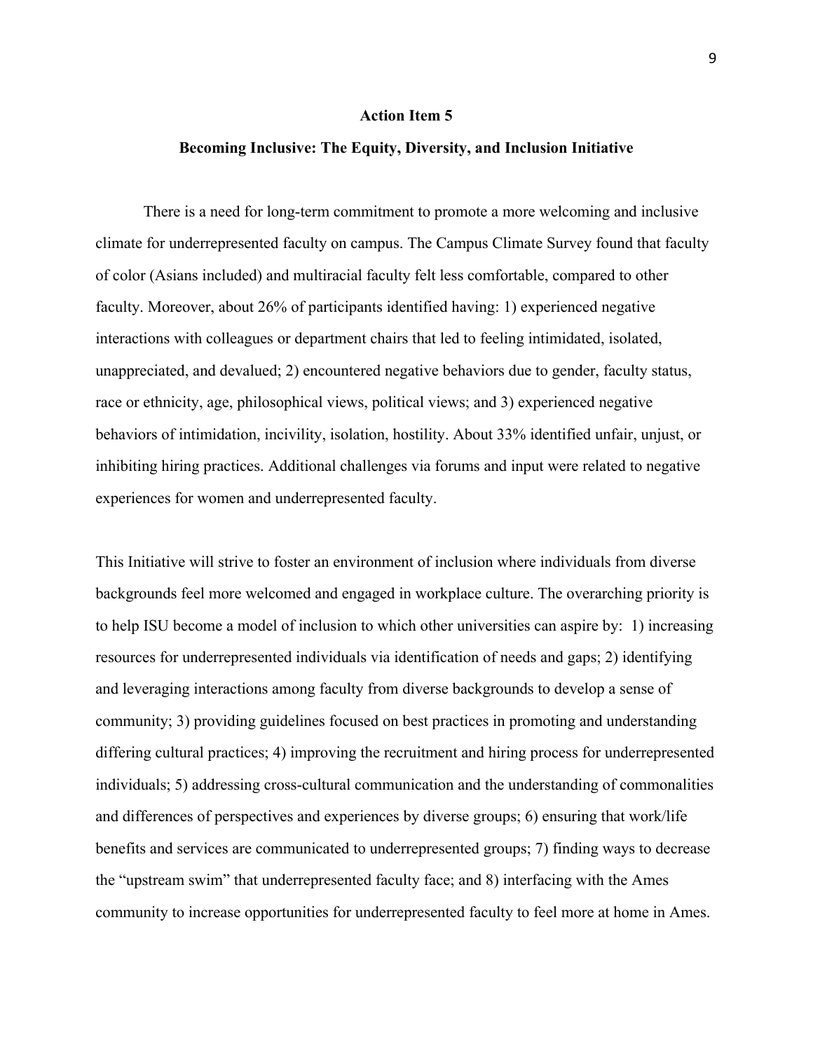**Action Item 5**

**Becoming Inclusive: The Equity, Diversity, and Inclusion Initiative**

There is a need for long-term commitment to promote a more welcoming and inclusive climate for underrepresented faculty on campus. The Campus Climate Survey found that faculty of color (Asians included) and multiracial faculty felt less comfortable, compared to other faculty. Moreover, about 26% of participants identified having: 1) experienced negative interactions with colleagues or department chairs that led to feeling intimidated, isolated, unappreciated, and devalued; 2) encountered negative behaviors due to gender, faculty status, race or ethnicity, age, philosophical views, political views; and 3) experienced negative behaviors of intimidation, incivility, isolation, hostility. About 33% identified unfair, unjust, or inhibiting hiring practices. Additional challenges via forums and input were related to negative experiences for women and underrepresented faculty.

This Initiative will strive to foster an environment of inclusion where individuals from diverse backgrounds feel more welcomed and engaged in workplace culture. The overarching priority is to help ISU become a model of inclusion to which other universities can aspire by: 1) increasing resources for underrepresented individuals via identification of needs and gaps; 2) identifying and leveraging interactions among faculty from diverse backgrounds to develop a sense of community; 3) providing guidelines focused on best practices in promoting and understanding differing cultural practices; 4) improving the recruitment and hiring process for underrepresented individuals; 5) addressing cross-cultural communication and the understanding of commonalities and differences of perspectives and experiences by diverse groups; 6) ensuring that work/life benefits and services are communicated to underrepresented groups; 7) finding ways to decrease the "upstream swim" that underrepresented faculty face; and 8) interfacing with the Ames community to increase opportunities for underrepresented faculty to feel more at home in Ames.